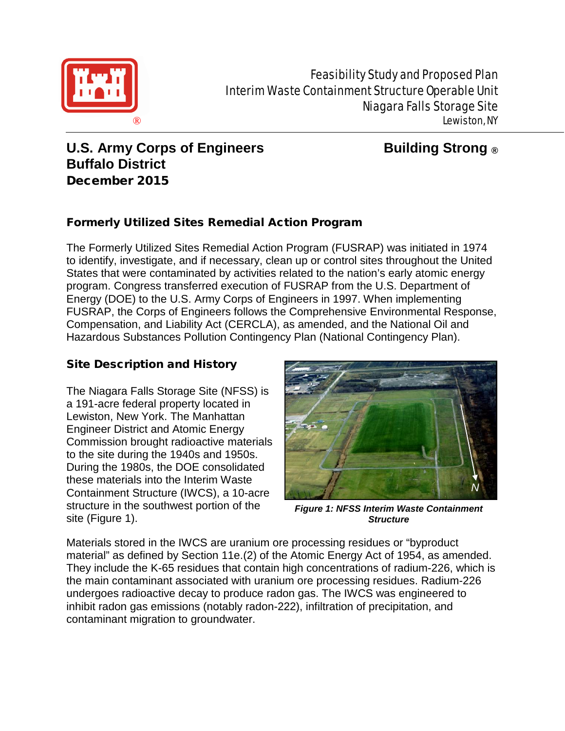Feasibility Study and Proposed Plan
Interim Waste Containment Structure Operable Unit
Niagara Falls Storage Site
Lewiston, NY

**U.S. Army Corps of Engineers**
**Buffalo District**
**December 2015**

**Building Strong ®**

## Formerly Utilized Sites Remedial Action Program

The Formerly Utilized Sites Remedial Action Program (FUSRAP) was initiated in 1974 to identify, investigate, and if necessary, clean up or control sites throughout the United States that were contaminated by activities related to the nation's early atomic energy program. Congress transferred execution of FUSRAP from the U.S. Department of Energy (DOE) to the U.S. Army Corps of Engineers in 1997. When implementing FUSRAP, the Corps of Engineers follows the Comprehensive Environmental Response, Compensation, and Liability Act (CERCLA), as amended, and the National Oil and Hazardous Substances Pollution Contingency Plan (National Contingency Plan).

## Site Description and History

The Niagara Falls Storage Site (NFSS) is a 191-acre federal property located in Lewiston, New York. The Manhattan Engineer District and Atomic Energy Commission brought radioactive materials to the site during the 1940s and 1950s. During the 1980s, the DOE consolidated these materials into the Interim Waste Containment Structure (IWCS), a 10-acre structure in the southwest portion of the site (Figure 1).

***Figure 1: NFSS Interim Waste Containment Structure***

Materials stored in the IWCS are uranium ore processing residues or "byproduct material" as defined by Section 11e.(2) of the Atomic Energy Act of 1954, as amended. They include the K-65 residues that contain high concentrations of radium-226, which is the main contaminant associated with uranium ore processing residues. Radium-226 undergoes radioactive decay to produce radon gas. The IWCS was engineered to inhibit radon gas emissions (notably radon-222), infiltration of precipitation, and contaminant migration to groundwater.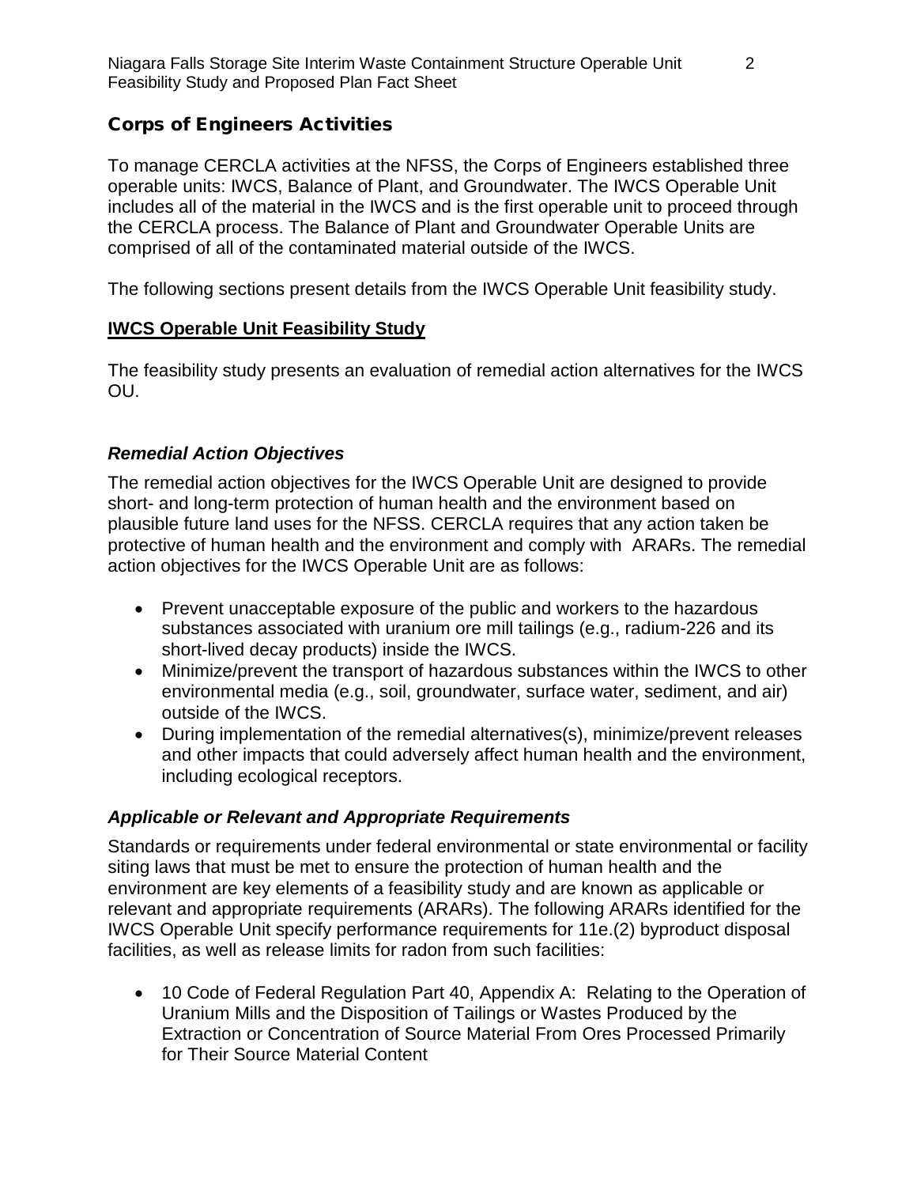## Corps of Engineers Activities

To manage CERCLA activities at the NFSS, the Corps of Engineers established three operable units: IWCS, Balance of Plant, and Groundwater. The IWCS Operable Unit includes all of the material in the IWCS and is the first operable unit to proceed through the CERCLA process. The Balance of Plant and Groundwater Operable Units are comprised of all of the contaminated material outside of the IWCS.

The following sections present details from the IWCS Operable Unit feasibility study.

### IWCS Operable Unit Feasibility Study

The feasibility study presents an evaluation of remedial action alternatives for the IWCS OU.

#### *Remedial Action Objectives*

The remedial action objectives for the IWCS Operable Unit are designed to provide short- and long-term protection of human health and the environment based on plausible future land uses for the NFSS. CERCLA requires that any action taken be protective of human health and the environment and comply with ARARs. The remedial action objectives for the IWCS Operable Unit are as follows:

- Prevent unacceptable exposure of the public and workers to the hazardous substances associated with uranium ore mill tailings (e.g., radium-226 and its short-lived decay products) inside the IWCS.
- Minimize/prevent the transport of hazardous substances within the IWCS to other environmental media (e.g., soil, groundwater, surface water, sediment, and air) outside of the IWCS.
- During implementation of the remedial alternatives(s), minimize/prevent releases and other impacts that could adversely affect human health and the environment, including ecological receptors.

#### *Applicable or Relevant and Appropriate Requirements*

Standards or requirements under federal environmental or state environmental or facility siting laws that must be met to ensure the protection of human health and the environment are key elements of a feasibility study and are known as applicable or relevant and appropriate requirements (ARARs). The following ARARs identified for the IWCS Operable Unit specify performance requirements for 11e.(2) byproduct disposal facilities, as well as release limits for radon from such facilities:

- 10 Code of Federal Regulation Part 40, Appendix A: Relating to the Operation of Uranium Mills and the Disposition of Tailings or Wastes Produced by the Extraction or Concentration of Source Material From Ores Processed Primarily for Their Source Material Content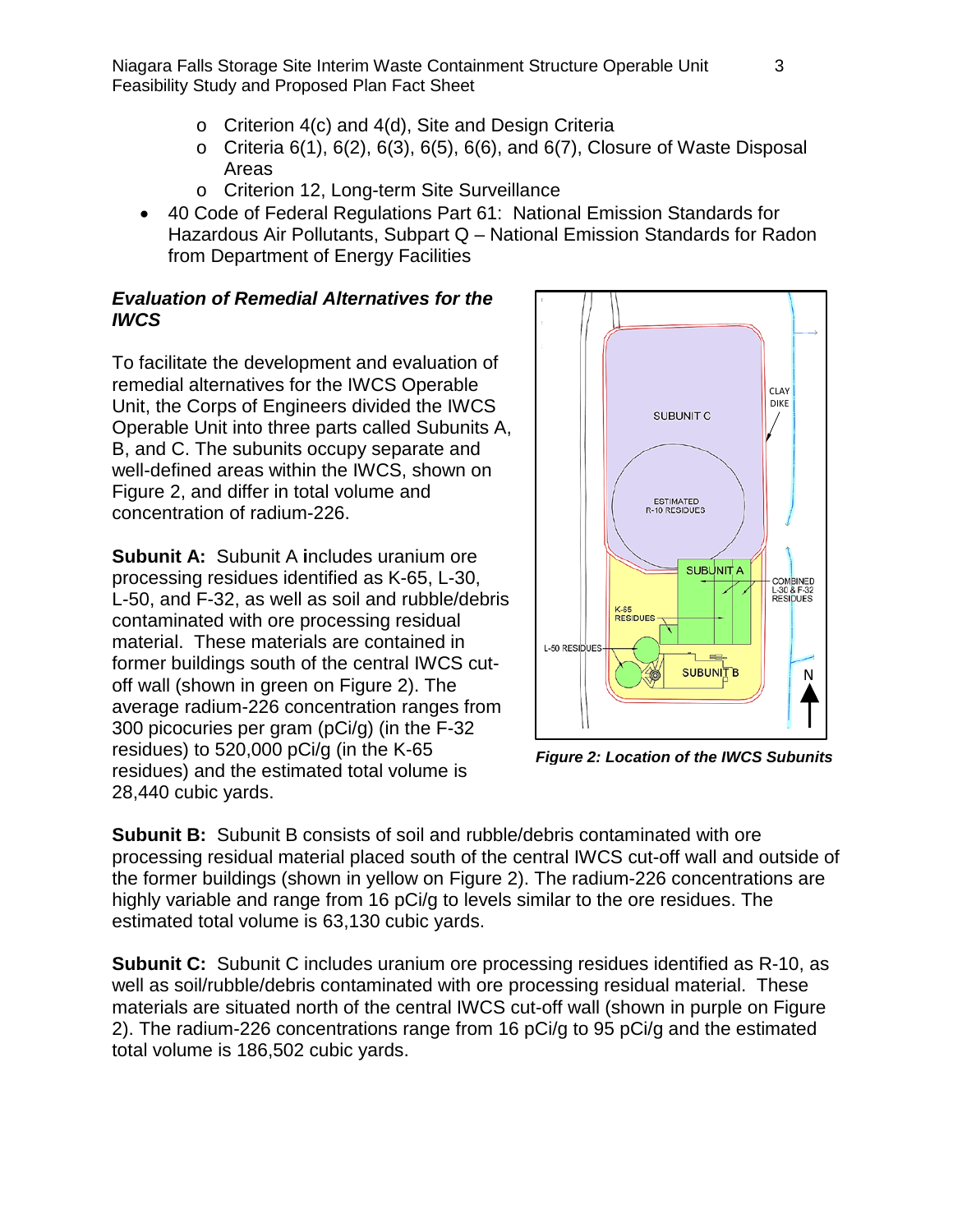- o Criterion 4(c) and 4(d), Site and Design Criteria
  - o Criteria 6(1), 6(2), 6(3), 6(5), 6(6), and 6(7), Closure of Waste Disposal Areas
  - o Criterion 12, Long-term Site Surveillance
- 40 Code of Federal Regulations Part 61: National Emission Standards for Hazardous Air Pollutants, Subpart Q – National Emission Standards for Radon from Department of Energy Facilities

### *Evaluation of Remedial Alternatives for the IWCS*

To facilitate the development and evaluation of remedial alternatives for the IWCS Operable Unit, the Corps of Engineers divided the IWCS Operable Unit into three parts called Subunits A, B, and C. The subunits occupy separate and well-defined areas within the IWCS, shown on Figure 2, and differ in total volume and concentration of radium-226.

*Figure 2: Location of the IWCS Subunits*

**Subunit A:** Subunit A includes uranium ore processing residues identified as K-65, L-30, L-50, and F-32, as well as soil and rubble/debris contaminated with ore processing residual material. These materials are contained in former buildings south of the central IWCS cut-off wall (shown in green on Figure 2). The average radium-226 concentration ranges from 300 picocuries per gram (pCi/g) (in the F-32 residues) to 520,000 pCi/g (in the K-65 residues) and the estimated total volume is 28,440 cubic yards.

**Subunit B:** Subunit B consists of soil and rubble/debris contaminated with ore processing residual material placed south of the central IWCS cut-off wall and outside of the former buildings (shown in yellow on Figure 2). The radium-226 concentrations are highly variable and range from 16 pCi/g to levels similar to the ore residues. The estimated total volume is 63,130 cubic yards.

**Subunit C:** Subunit C includes uranium ore processing residues identified as R-10, as well as soil/rubble/debris contaminated with ore processing residual material. These materials are situated north of the central IWCS cut-off wall (shown in purple on Figure 2). The radium-226 concentrations range from 16 pCi/g to 95 pCi/g and the estimated total volume is 186,502 cubic yards.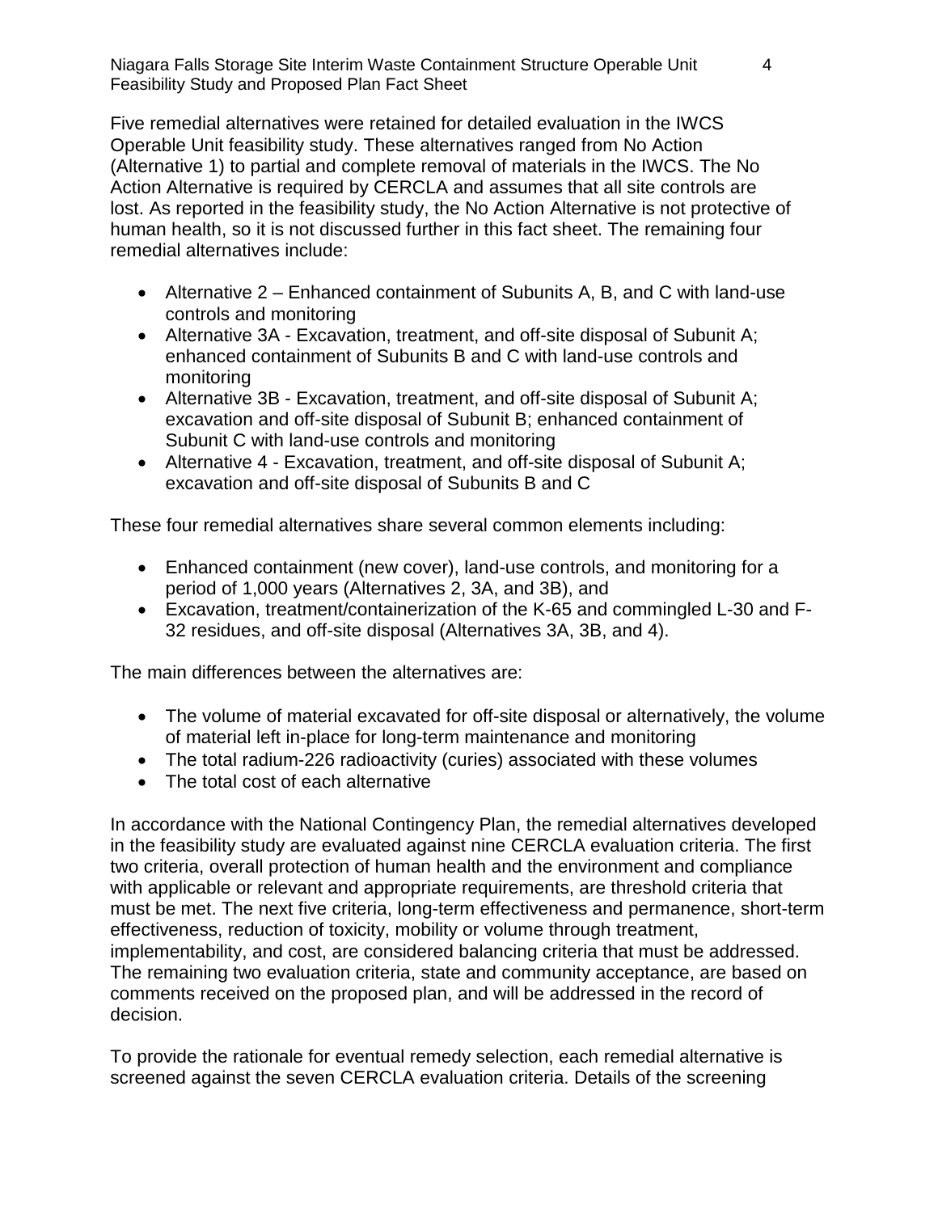Five remedial alternatives were retained for detailed evaluation in the IWCS Operable Unit feasibility study. These alternatives ranged from No Action (Alternative 1) to partial and complete removal of materials in the IWCS. The No Action Alternative is required by CERCLA and assumes that all site controls are lost. As reported in the feasibility study, the No Action Alternative is not protective of human health, so it is not discussed further in this fact sheet. The remaining four remedial alternatives include:

- Alternative 2 – Enhanced containment of Subunits A, B, and C with land-use controls and monitoring
- Alternative 3A - Excavation, treatment, and off-site disposal of Subunit A; enhanced containment of Subunits B and C with land-use controls and monitoring
- Alternative 3B - Excavation, treatment, and off-site disposal of Subunit A; excavation and off-site disposal of Subunit B; enhanced containment of Subunit C with land-use controls and monitoring
- Alternative 4 - Excavation, treatment, and off-site disposal of Subunit A; excavation and off-site disposal of Subunits B and C

These four remedial alternatives share several common elements including:

- Enhanced containment (new cover), land-use controls, and monitoring for a period of 1,000 years (Alternatives 2, 3A, and 3B), and
- Excavation, treatment/containerization of the K-65 and commingled L-30 and F-32 residues, and off-site disposal (Alternatives 3A, 3B, and 4).

The main differences between the alternatives are:

- The volume of material excavated for off-site disposal or alternatively, the volume of material left in-place for long-term maintenance and monitoring
- The total radium-226 radioactivity (curies) associated with these volumes
- The total cost of each alternative

In accordance with the National Contingency Plan, the remedial alternatives developed in the feasibility study are evaluated against nine CERCLA evaluation criteria. The first two criteria, overall protection of human health and the environment and compliance with applicable or relevant and appropriate requirements, are threshold criteria that must be met. The next five criteria, long-term effectiveness and permanence, short-term effectiveness, reduction of toxicity, mobility or volume through treatment, implementability, and cost, are considered balancing criteria that must be addressed. The remaining two evaluation criteria, state and community acceptance, are based on comments received on the proposed plan, and will be addressed in the record of decision.

To provide the rationale for eventual remedy selection, each remedial alternative is screened against the seven CERCLA evaluation criteria. Details of the screening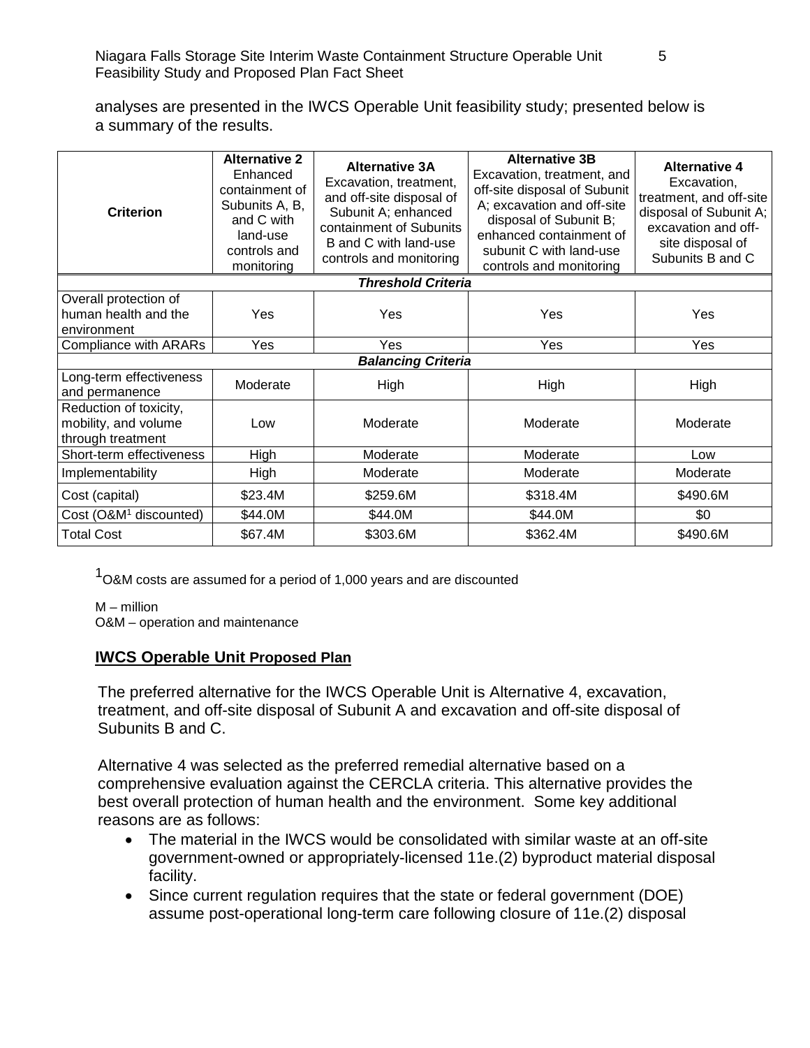analyses are presented in the IWCS Operable Unit feasibility study; presented below is a summary of the results.

| Criterion | **Alternative 2** Enhanced containment of Subunits A, B, and C with land-use controls and monitoring | **Alternative 3A** Excavation, treatment, and off-site disposal of Subunit A; enhanced containment of Subunits B and C with land-use controls and monitoring | **Alternative 3B** Excavation, treatment, and off-site disposal of Subunit A; excavation and off-site disposal of Subunit B; enhanced containment of subunit C with land-use controls and monitoring | **Alternative 4** Excavation, treatment, and off-site disposal of Subunit A; excavation and off-site disposal of Subunits B and C |
|---|---|---|---|---|
| ***Threshold Criteria*** | | | | |
| Overall protection of human health and the environment | Yes | Yes | Yes | Yes |
| Compliance with ARARs | Yes | Yes | Yes | Yes |
| ***Balancing Criteria*** | | | | |
| Long-term effectiveness and permanence | Moderate | High | High | High |
| Reduction of toxicity, mobility, and volume through treatment | Low | Moderate | Moderate | Moderate |
| Short-term effectiveness | High | Moderate | Moderate | Low |
| Implementability | High | Moderate | Moderate | Moderate |
| Cost (capital) | \$23.4M | \$259.6M | \$318.4M | \$490.6M |
| Cost (O&M[1] discounted) | \$44.0M | \$44.0M | \$44.0M | \$0 |
| Total Cost | \$67.4M | \$303.6M | \$362.4M | \$490.6M |

[1] O&M costs are assumed for a period of 1,000 years and are discounted

M – million
O&M – operation and maintenance

## IWCS Operable Unit Proposed Plan

The preferred alternative for the IWCS Operable Unit is Alternative 4, excavation, treatment, and off-site disposal of Subunit A and excavation and off-site disposal of Subunits B and C.

Alternative 4 was selected as the preferred remedial alternative based on a comprehensive evaluation against the CERCLA criteria. This alternative provides the best overall protection of human health and the environment. Some key additional reasons are as follows:

- The material in the IWCS would be consolidated with similar waste at an off-site government-owned or appropriately-licensed 11e.(2) byproduct material disposal facility.
- Since current regulation requires that the state or federal government (DOE) assume post-operational long-term care following closure of 11e.(2) disposal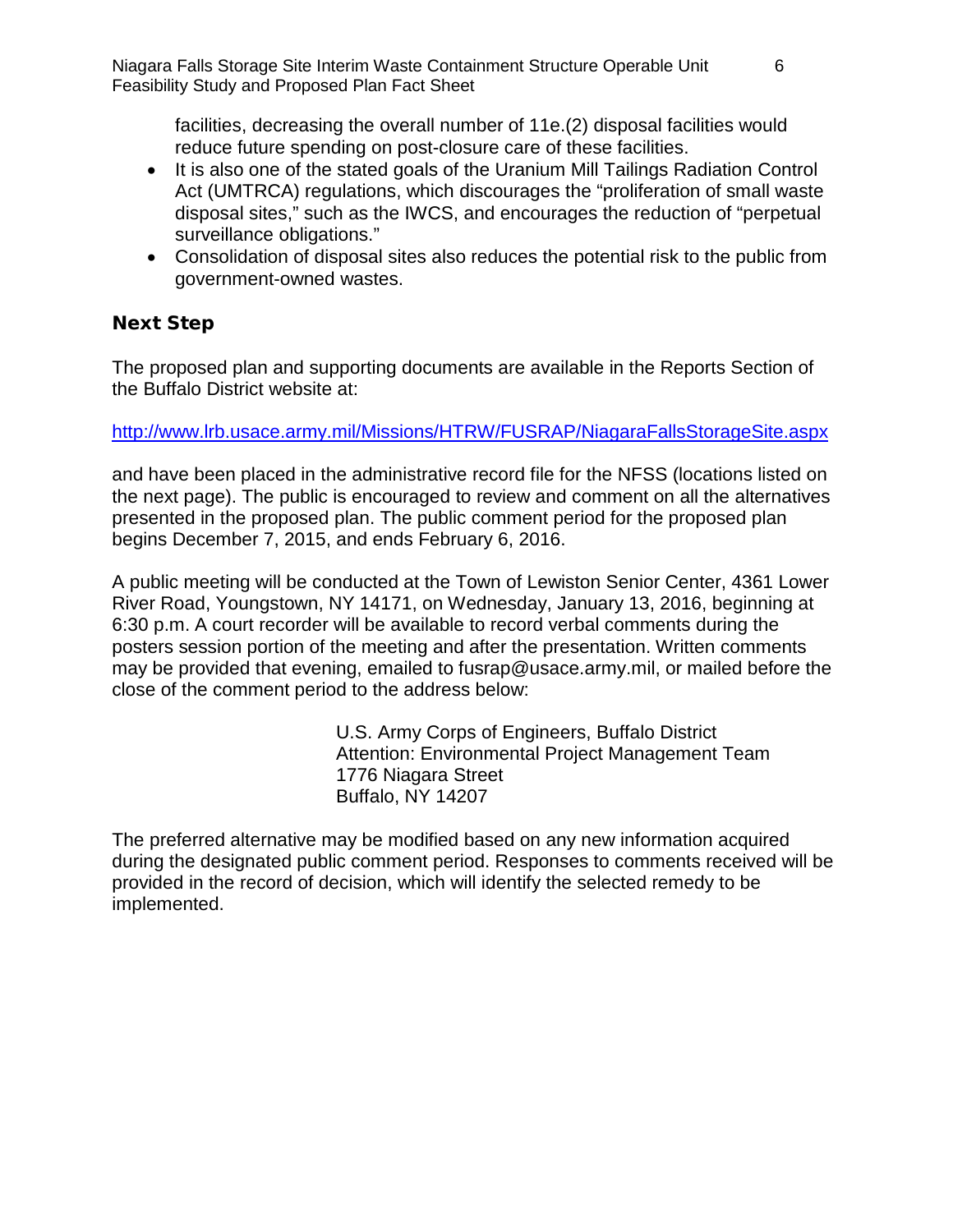facilities, decreasing the overall number of 11e.(2) disposal facilities would reduce future spending on post-closure care of these facilities.

- It is also one of the stated goals of the Uranium Mill Tailings Radiation Control Act (UMTRCA) regulations, which discourages the "proliferation of small waste disposal sites," such as the IWCS, and encourages the reduction of "perpetual surveillance obligations."
- Consolidation of disposal sites also reduces the potential risk to the public from government-owned wastes.

## Next Step

The proposed plan and supporting documents are available in the Reports Section of the Buffalo District website at:

http://www.lrb.usace.army.mil/Missions/HTRW/FUSRAP/NiagaraFallsStorageSite.aspx

and have been placed in the administrative record file for the NFSS (locations listed on the next page). The public is encouraged to review and comment on all the alternatives presented in the proposed plan. The public comment period for the proposed plan begins December 7, 2015, and ends February 6, 2016.

A public meeting will be conducted at the Town of Lewiston Senior Center, 4361 Lower River Road, Youngstown, NY 14171, on Wednesday, January 13, 2016, beginning at 6:30 p.m. A court recorder will be available to record verbal comments during the posters session portion of the meeting and after the presentation. Written comments may be provided that evening, emailed to fusrap@usace.army.mil, or mailed before the close of the comment period to the address below:

U.S. Army Corps of Engineers, Buffalo District
Attention: Environmental Project Management Team
1776 Niagara Street
Buffalo, NY 14207

The preferred alternative may be modified based on any new information acquired during the designated public comment period. Responses to comments received will be provided in the record of decision, which will identify the selected remedy to be implemented.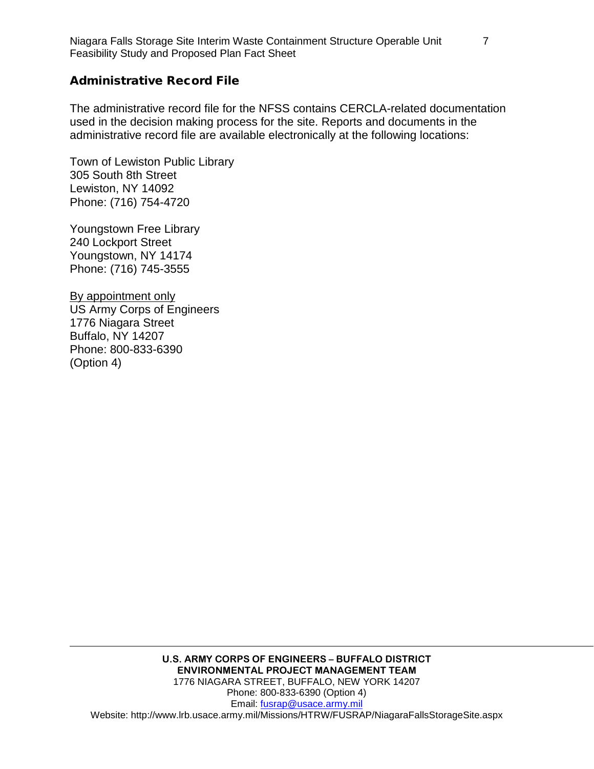## Administrative Record File

The administrative record file for the NFSS contains CERCLA-related documentation used in the decision making process for the site. Reports and documents in the administrative record file are available electronically at the following locations:

Town of Lewiston Public Library
305 South 8th Street
Lewiston, NY 14092
Phone: (716) 754-4720

Youngstown Free Library
240 Lockport Street
Youngstown, NY 14174
Phone: (716) 745-3555

By appointment only
US Army Corps of Engineers
1776 Niagara Street
Buffalo, NY 14207
Phone: 800-833-6390
(Option 4)

---

**U.S. ARMY CORPS OF ENGINEERS – BUFFALO DISTRICT**
**ENVIRONMENTAL PROJECT MANAGEMENT TEAM**
1776 NIAGARA STREET, BUFFALO, NEW YORK 14207
Phone: 800-833-6390 (Option 4)
Email: fusrap@usace.army.mil
Website: http://www.lrb.usace.army.mil/Missions/HTRW/FUSRAP/NiagaraFallsStorageSite.aspx